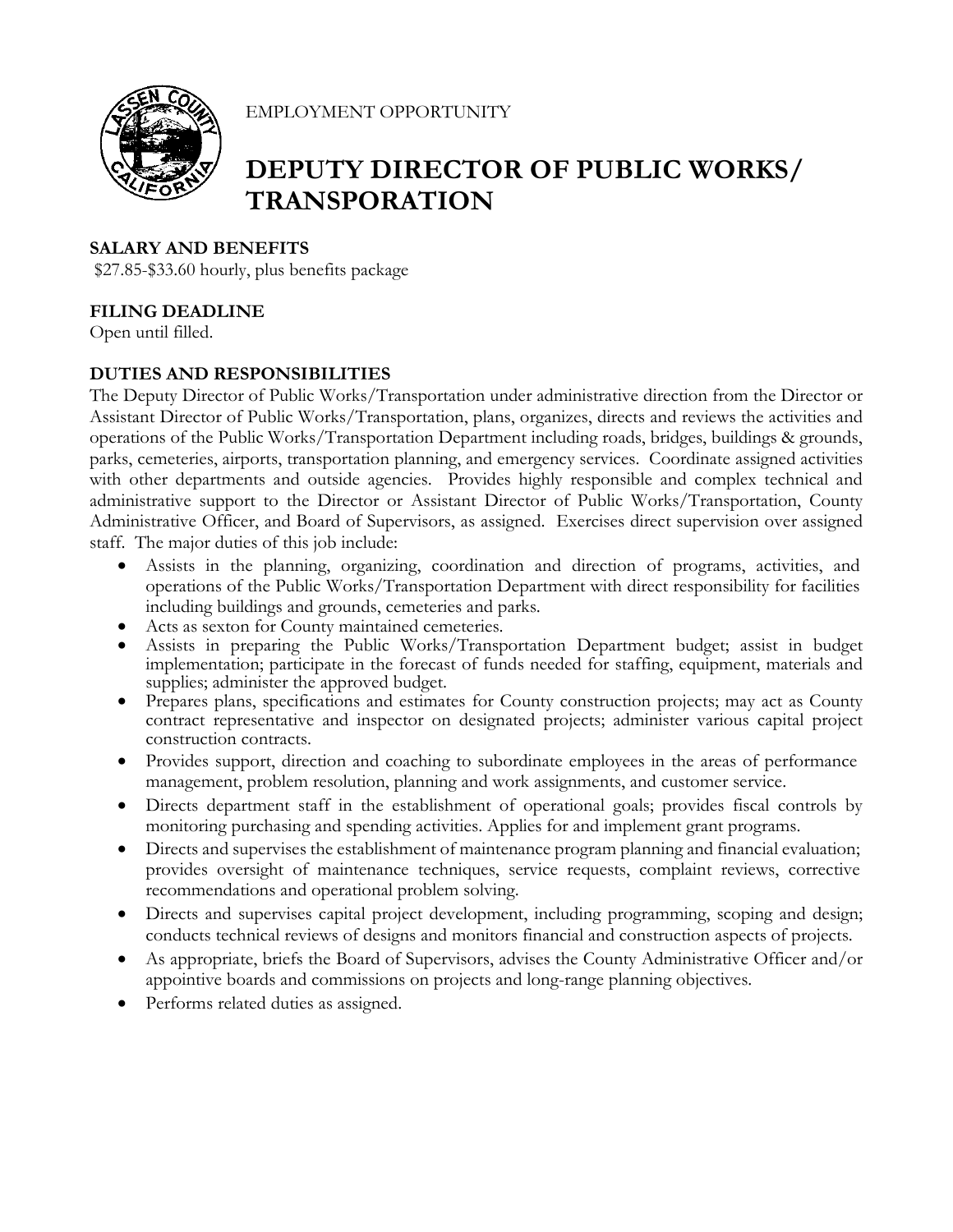EMPLOYMENT OPPORTUNITY

# DEPUTY DIRECTOR OF PUBLIC WORKS/ TRANSPORATION

**SALARY AND BENEFITS**

$27.85-$33.60 hourly, plus benefits package

**FILING DEADLINE**

Open until filled.

**DUTIES AND RESPONSIBILITIES**

The Deputy Director of Public Works/Transportation under administrative direction from the Director or Assistant Director of Public Works/Transportation, plans, organizes, directs and reviews the activities and operations of the Public Works/Transportation Department including roads, bridges, buildings & grounds, parks, cemeteries, airports, transportation planning, and emergency services. Coordinate assigned activities with other departments and outside agencies. Provides highly responsible and complex technical and administrative support to the Director or Assistant Director of Public Works/Transportation, County Administrative Officer, and Board of Supervisors, as assigned. Exercises direct supervision over assigned staff. The major duties of this job include:

- Assists in the planning, organizing, coordination and direction of programs, activities, and operations of the Public Works/Transportation Department with direct responsibility for facilities including buildings and grounds, cemeteries and parks.
- Acts as sexton for County maintained cemeteries.
- Assists in preparing the Public Works/Transportation Department budget; assist in budget implementation; participate in the forecast of funds needed for staffing, equipment, materials and supplies; administer the approved budget.
- Prepares plans, specifications and estimates for County construction projects; may act as County contract representative and inspector on designated projects; administer various capital project construction contracts.
- Provides support, direction and coaching to subordinate employees in the areas of performance management, problem resolution, planning and work assignments, and customer service.
- Directs department staff in the establishment of operational goals; provides fiscal controls by monitoring purchasing and spending activities. Applies for and implement grant programs.
- Directs and supervises the establishment of maintenance program planning and financial evaluation; provides oversight of maintenance techniques, service requests, complaint reviews, corrective recommendations and operational problem solving.
- Directs and supervises capital project development, including programming, scoping and design; conducts technical reviews of designs and monitors financial and construction aspects of projects.
- As appropriate, briefs the Board of Supervisors, advises the County Administrative Officer and/or appointive boards and commissions on projects and long-range planning objectives.
- Performs related duties as assigned.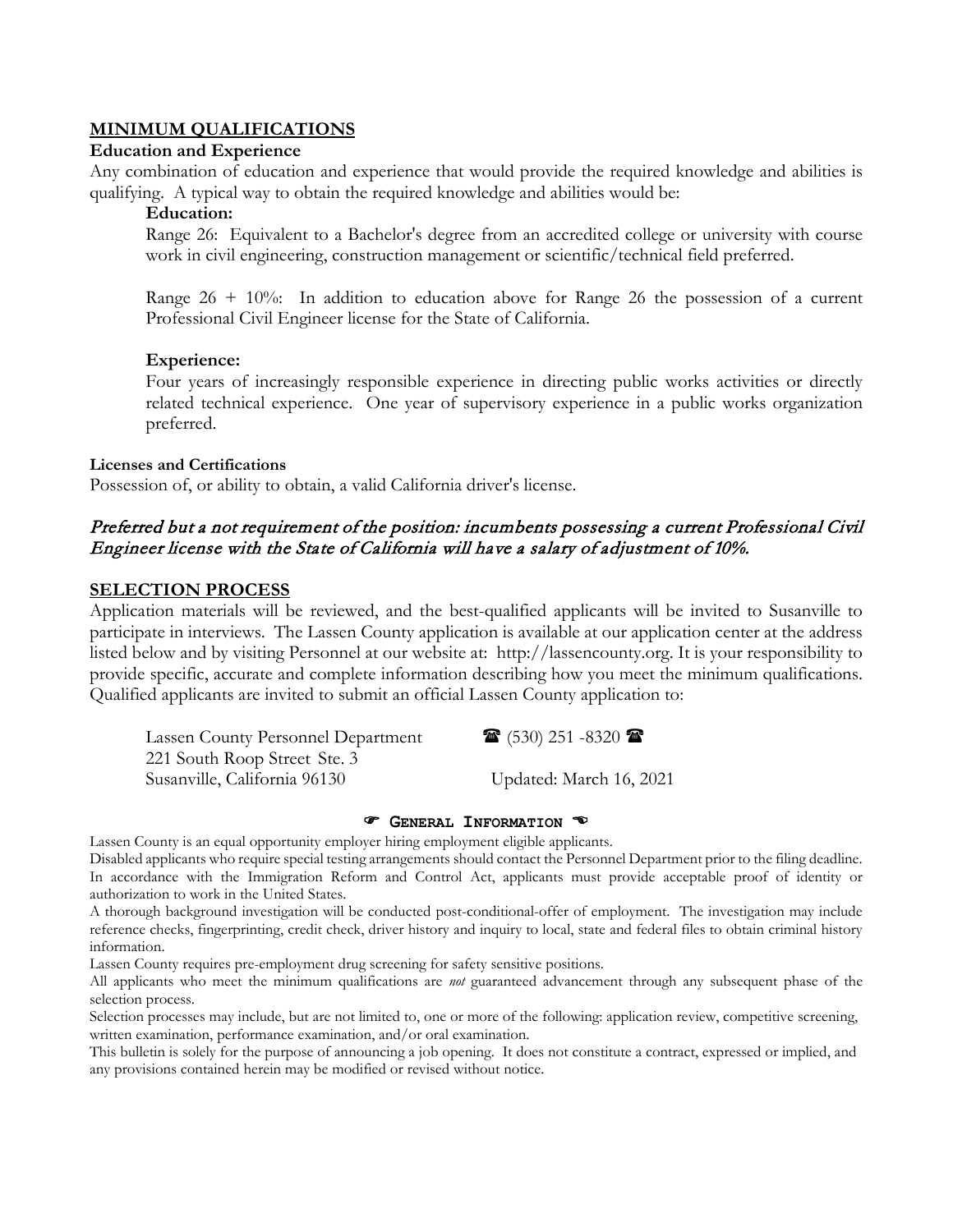## MINIMUM QUALIFICATIONS

### Education and Experience

Any combination of education and experience that would provide the required knowledge and abilities is qualifying. A typical way to obtain the required knowledge and abilities would be:

**Education:**

Range 26: Equivalent to a Bachelor's degree from an accredited college or university with course work in civil engineering, construction management or scientific/technical field preferred.

Range 26 + 10%: In addition to education above for Range 26 the possession of a current Professional Civil Engineer license for the State of California.

**Experience:**

Four years of increasingly responsible experience in directing public works activities or directly related technical experience. One year of supervisory experience in a public works organization preferred.

**Licenses and Certifications**

Possession of, or ability to obtain, a valid California driver's license.

*Preferred but a not requirement of the position: incumbents possessing a current Professional Civil Engineer license with the State of California will have a salary of adjustment of 10%.*

## SELECTION PROCESS

Application materials will be reviewed, and the best-qualified applicants will be invited to Susanville to participate in interviews. The Lassen County application is available at our application center at the address listed below and by visiting Personnel at our website at: http://lassencounty.org. It is your responsibility to provide specific, accurate and complete information describing how you meet the minimum qualifications. Qualified applicants are invited to submit an official Lassen County application to:

Lassen County Personnel Department
221 South Roop Street Ste. 3
Susanville, California 96130

☎ (530) 251 -8320 ☎

Updated: March 16, 2021

### ☛ GENERAL INFORMATION ☚

Lassen County is an equal opportunity employer hiring employment eligible applicants.

Disabled applicants who require special testing arrangements should contact the Personnel Department prior to the filing deadline. In accordance with the Immigration Reform and Control Act, applicants must provide acceptable proof of identity or authorization to work in the United States.

A thorough background investigation will be conducted post-conditional-offer of employment. The investigation may include reference checks, fingerprinting, credit check, driver history and inquiry to local, state and federal files to obtain criminal history information.

Lassen County requires pre-employment drug screening for safety sensitive positions.

All applicants who meet the minimum qualifications are *not* guaranteed advancement through any subsequent phase of the selection process.

Selection processes may include, but are not limited to, one or more of the following: application review, competitive screening, written examination, performance examination, and/or oral examination.

This bulletin is solely for the purpose of announcing a job opening. It does not constitute a contract, expressed or implied, and any provisions contained herein may be modified or revised without notice.